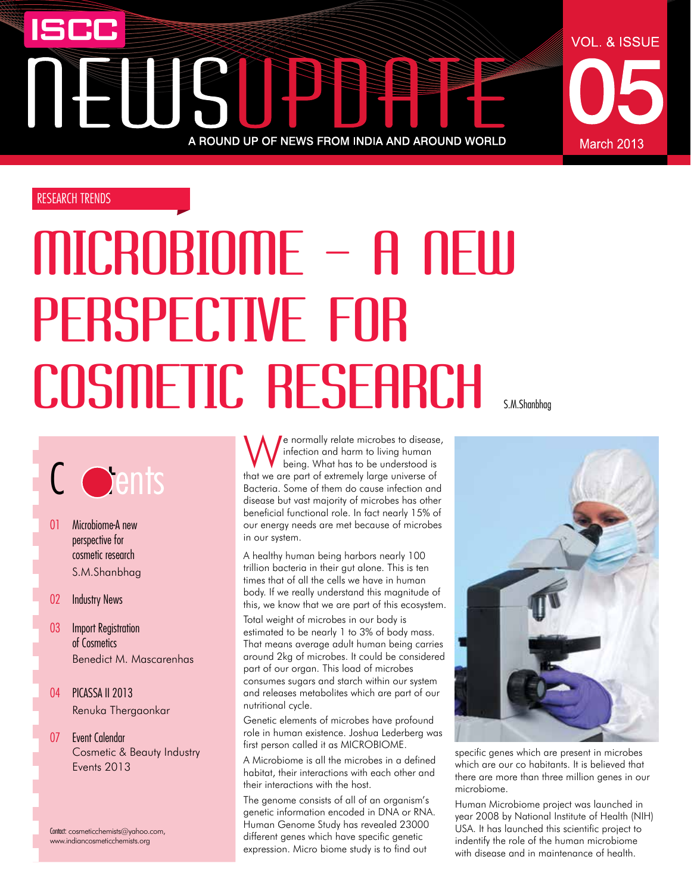# ISCC NEWSUPDATE

A ROUND UP OF NEWS FROM INDIA AND AROUND WORLD

VOL. & ISSUE 05

March 2013

RESEARCH TRENDS

# MICROBIOME – A NEW PERSPECTIVE FOR COSMETIC RESEARCH

S.M.Shanbhag

## Contents

01 Microbiome-A new perspective for cosmetic research
S.M.Shanbhag

02 Industry News

03 Import Registration of Cosmetics
Benedict M. Mascarenhas

04 PICASSA II 2013
Renuka Thergaonkar

07 Event Calendar
Cosmetic & Beauty Industry Events 2013

Contact: cosmeticchemists@yahoo.com, www.indiancosmeticchemists.org

We normally relate microbes to disease, infection and harm to living human being. What has to be understood is that we are part of extremely large universe of Bacteria. Some of them do cause infection and disease but vast majority of microbes has other beneficial functional role. In fact nearly 15% of our energy needs are met because of microbes in our system.

A healthy human being harbors nearly 100 trillion bacteria in their gut alone. This is ten times that of all the cells we have in human body. If we really understand this magnitude of this, we know that we are part of this ecosystem.

Total weight of microbes in our body is estimated to be nearly 1 to 3% of body mass. That means average adult human being carries around 2kg of microbes. It could be considered part of our organ. This load of microbes consumes sugars and starch within our system and releases metabolites which are part of our nutritional cycle.

Genetic elements of microbes have profound role in human existence. Joshua Lederberg was first person called it as MICROBIOME.

A Microbiome is all the microbes in a defined habitat, their interactions with each other and their interactions with the host.

The genome consists of all of an organism's genetic information encoded in DNA or RNA. Human Genome Study has revealed 23000 different genes which have specific genetic expression. Micro biome study is to find out specific genes which are present in microbes which are our co habitants. It is believed that there are more than three million genes in our microbiome.

Human Microbiome project was launched in year 2008 by National Institute of Health (NIH) USA. It has launched this scientific project to indentify the role of the human microbiome with disease and in maintenance of health.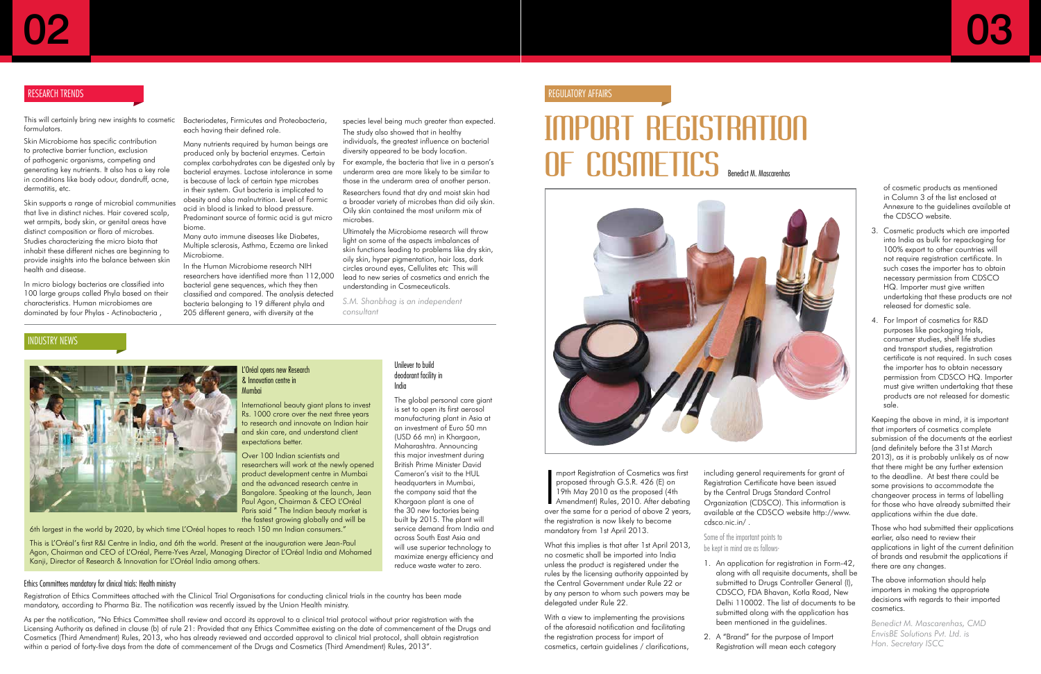## RESEARCH TRENDS

This will certainly bring new insights to cosmetic formulators.

Skin Microbiome has specific contribution to protective barrier function, exclusion of pathogenic organisms, competing and generating key nutrients. It also has a key role in conditions like body odour, dandruff, acne, dermatitis, etc.

Skin supports a range of microbial communities that live in distinct niches. Hair covered scalp, wet armpits, body skin, or genital areas have distinct composition or flora of microbes. Studies characterizing the micro biota that inhabit these different niches are beginning to provide insights into the balance between skin health and disease.

In micro biology bacterias are classified into 100 large groups called Phyla based on their characteristics. Human microbiomes are dominated by four Phylas - Actinobacteria , Bacteriodetes, Firmicutes and Proteobacteria, each having their defined role.

Many nutrients required by human beings are produced only by bacterial enzymes. Certain complex carbohydrates can be digested only by bacterial enzymes. Lactose intolerance in some is because of lack of certain type microbes in their system. Gut bacteria is implicated to obesity and also malnutrition. Level of Formic acid in blood is linked to blood pressure. Predominant source of formic acid is gut micro biome.

Many auto immune diseases like Diabetes, Multiple sclerosis, Asthma, Eczema are linked Microbiome.

In the Human Microbiome research NIH researchers have identified more than 112,000 bacterial gene sequences, which they then classified and compared. The analysis detected bacteria belonging to 19 different phyla and 205 different genera, with diversity at the species level being much greater than expected.

The study also showed that in healthy individuals, the greatest influence on bacterial diversity appeared to be body location.

For example, the bacteria that live in a person's underarm area are more likely to be similar to those in the underarm area of another person.

Researchers found that dry and moist skin had a broader variety of microbes than did oily skin. Oily skin contained the most uniform mix of microbes.

Ultimately the Microbiome research will throw light on some of the aspects imbalances of skin functions leading to problems like dry skin, oily skin, hyper pigmentation, hair loss, dark circles around eyes, Cellulites etc This will lead to new series of cosmetics and enrich the understanding in Cosmeceuticals.

*S.M. Shanbhag is an independent consultant*

## INDUSTRY NEWS

### L'Oréal opens new Research & Innovation centre in Mumbai

International beauty giant plans to invest Rs. 1000 crore over the next three years to research and innovate on Indian hair and skin care, and understand client expectations better.

Over 100 Indian scientists and researchers will work at the newly opened product development centre in Mumbai and the advanced research centre in Bangalore. Speaking at the launch, Jean Paul Agon, Chairman & CEO L'Oréal Paris said " The Indian beauty market is the fastest growing globally and will be 6th largest in the world by 2020, by which time L'Oréal hopes to reach 150 mn Indian consumers."

This is L'Oréal's first R&I Centre in India, and 6th the world. Present at the inauguration were Jean-Paul Agon, Chairman and CEO of L'Oréal, Pierre-Yves Arzel, Managing Director of L'Oréal India and Mohamed Kanji, Director of Research & Innovation for L'Oréal India among others.

### Unilever to build deodorant facility in India

The global personal care giant is set to open its first aerosol manufacturing plant in Asia at an investment of Euro 50 mn (USD 66 mn) in Khargaon, Maharashtra. Announcing this major investment during British Prime Minister David Cameron's visit to the HUL headquarters in Mumbai, the company said that the Khargaon plant is one of the 30 new factories being built by 2015. The plant will service demand from India and across South East Asia and will use superior technology to maximize energy efficiency and reduce waste water to zero.

### Ethics Committees mandatory for clinical trials: Health ministry

Registration of Ethics Committees attached with the Clinical Trial Organisations for conducting clinical trials in the country has been made mandatory, according to Pharma Biz. The notification was recently issued by the Union Health ministry.

As per the notification, "No Ethics Committee shall review and accord its approval to a clinical trial protocol without prior registration with the Licensing Authority as defined in clause (b) of rule 21: Provided that any Ethics Committee existing on the date of commencement of the Drugs and Cosmetics (Third Amendment) Rules, 2013, who has already reviewed and accorded approval to clinical trial protocol, shall obtain registration within a period of forty-five days from the date of commencement of the Drugs and Cosmetics (Third Amendment) Rules, 2013".

## REGULATORY AFFAIRS

# IMPORT REGISTRATION OF COSMETICS

Benedict M. Mascarenhas

Import Registration of Cosmetics was first proposed through G.S.R. 426 (E) on 19th May 2010 as the proposed (4th Amendment) Rules, 2010. After debating over the same for a period of above 2 years, the registration is now likely to become mandatory from 1st April 2013.

What this implies is that after 1st April 2013, no cosmetic shall be imported into India unless the product is registered under the rules by the licensing authority appointed by the Central Government under Rule 22 or by any person to whom such powers may be delegated under Rule 22.

With a view to implementing the provisions of the aforesaid notification and facilitating the registration process for import of cosmetics, certain guidelines / clarifications, including general requirements for grant of Registration Certificate have been issued by the Central Drugs Standard Control Organization (CDSCO). This information is available at the CDSCO website http://www.cdsco.nic.in/ .

Some of the important points to be kept in mind are as follows-

1. An application for registration in Form-42, along with all requisite documents, shall be submitted to Drugs Controller General (I), CDSCO, FDA Bhavan, Kotla Road, New Delhi 110002. The list of documents to be submitted along with the application has been mentioned in the guidelines.
2. A "Brand" for the purpose of Import Registration will mean each category of cosmetic products as mentioned in Column 3 of the list enclosed at Annexure to the guidelines available at the CDSCO website.
3. Cosmetic products which are imported into India as bulk for repackaging for 100% export to other countries will not require registration certificate. In such cases the importer has to obtain necessary permission from CDSCO HQ. Importer must give written undertaking that these products are not released for domestic sale.
4. For Import of cosmetics for R&D purposes like packaging trials, consumer studies, shelf life studies and transport studies, registration certificate is not required. In such cases the importer has to obtain necessary permission from CDSCO HQ. Importer must give written undertaking that these products are not released for domestic sale.

Keeping the above in mind, it is important that importers of cosmetics complete submission of the documents at the earliest (and definitely before the 31st March 2013), as it is probably unlikely as of now that there might be any further extension to the deadline. At best there could be some provisions to accommodate the changeover process in terms of labelling for those who have already submitted their applications within the due date.

Those who had submitted their applications earlier, also need to review their applications in light of the current definition of brands and resubmit the applications if there are any changes.

The above information should help importers in making the appropriate decisions with regards to their imported cosmetics.

*Benedict M. Mascarenhas, CMD EnvisBE Solutions Pvt. Ltd. is Hon. Secretary ISCC*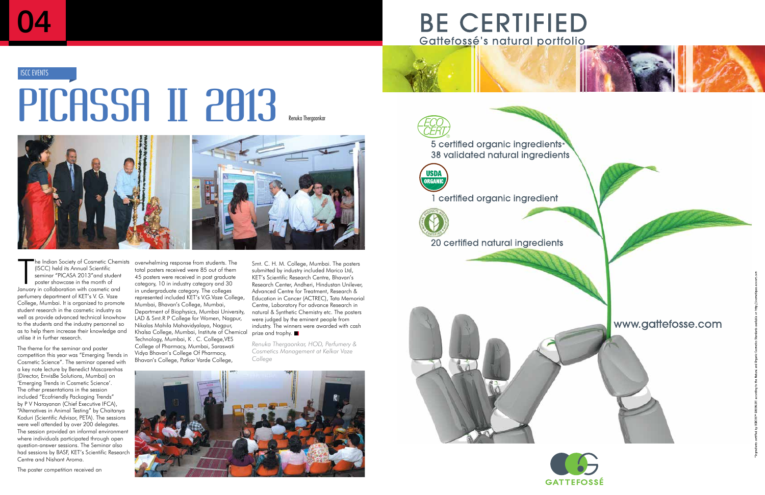ISCC EVENTS

# PICASSA II 2013

Renuka Thergaonkar

The Indian Society of Cosmetic Chemists (ISCC) held its Annual Scientific seminar "PICASA 2013"and student poster showcase in the month of January in collaboration with cosmetic and perfumery department of KET's V. G. Vaze College, Mumbai. It is organized to promote student research in the cosmetic industry as well as provide advanced technical knowhow to the students and the industry personnel so as to help them increase their knowledge and utilise it in further research.

The theme for the seminar and poster competition this year was "Emerging Trends in Cosmetic Science". The seminar opened with a key note lecture by Benedict Mascarenhas (Director, EnvisBe Solutions, Mumbai) on 'Emerging Trends in Cosmetic Science'. The other presentations in the session included "Ecofriendly Packaging Trends" by P V Narayanan (Chief Executive IFCA), "Alternatives in Animal Testing" by Chaitanya Koduri (Scientific Advisor, PETA). The sessions were well attended by over 200 delegates. The session provided an informal environment where individuals participated through open question-answer sessions. The Seminar also had sessions by BASF, KET's Scientific Research Centre and Nishant Aroma.

The poster competition received an overwhelming response from students. The total posters received were 85 out of them 45 posters were received in post graduate category, 10 in industry category and 30 in undergraduate category. The colleges represented included KET's V.G.Vaze College, Mumbai, Bhavan's College, Mumbai, Department of Biophysics, Mumbai University, LAD & Smt.R P College for Women, Nagpur, Nikalas Mahila Mahavidyalaya, Nagpur, Khalsa College, Mumbai, Institute of Chemical Technology, Mumbai, K . C. College,VES College of Pharmacy, Mumbai, Saraswati Vidya Bhavan's College Of Pharmacy, Bhavan's College, Patkar Varde College, Smt. C. H. M. College, Mumbai. The posters submitted by industry included Marico Ltd, KET's Scientific Research Centre, Bhavan's Research Center, Andheri, Hindustan Unilever, Advanced Centre for Treatment, Research & Education in Cancer (ACTREC), Tata Memorial Centre, Laboratory For advance Research in natural & Synthetic Chemistry etc. The posters were judged by the eminent people from industry. The winners were awarded with cash prize and trophy.

*Renuka Thergaonkar, HOD, Perfumery & Cosmetics Management at Kelkar Vaze College*

# BE CERTIFIED

Gattefossé's natural portfolio

5 certified organic ingredients*
38 validated natural ingredients

1 certified organic ingredient

20 certified natural ingredients

www.gattefosse.com

GATTEFOSSÉ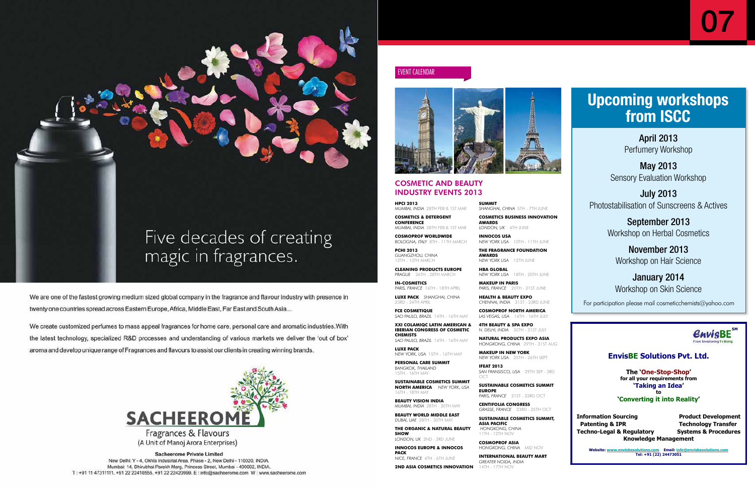Five decades of creating magic in fragrances.

We are one of the fastest growing medium sized global company in the fragrance and flavour industry with presence in twenty one countries spread across Eastern Europe, Africa, Middle East, Far East and South Asia...

We create customized perfumes to mass appeal fragrances for home care, personal care and aromatic industries. With the latest technology, specialized R&D processes and understanding of various markets we deliver the 'out of box' aroma and develop unique range of Fragrances and flavours to assist our clients in creating winning brands.

**SACHEEROME**

Fragrances & Flavours

(A Unit of Manoj Arora Enterprises)

**Sacheerome Private Limited**

New Delhi: Y - 4, Okhla Industrial Area, Phase - 2, New Delhi - 110020, INDIA.

Mumbai: 14, Dhirubhai Parekh Marg, Princess Street, Mumbai - 400002, INDIA.

T : +91 11 47311111, +91 22 22410555, +91 22 22420999. E : info@sacheerome.com W : www.sacheerome.com

EVENT CALENDAR

## COSMETIC AND BEAUTY INDUSTRY EVENTS 2013

**HPCI 2013**
*MUMBAI, INDIA* 28TH FEB & 1ST MAR

**COSMETICS & DETERGENT CONFERENCE**
*MUMBAI, INDIA* 28TH FEB & 1ST MAR

**COSMOPROF WORLDWIDE**
*BOLOGNA, ITALY* 8TH - 11TH MARCH

**PCHI 2013**
*GUANGZHOU, CHINA* 12TH - 13TH MARCH

**CLEANING PRODUCTS EUROPE**
*PRAGUE* 26TH - 28TH MARCH

**IN-COSMETICS**
*PARIS, FRANCE* 16TH - 18TH APRIL

**LUXE PACK** *SHANGHAI, CHINA*
23RD - 24TH APRIL

**FCE COSMETIQUE**
*SAO PAULO, BRAZIL* 14TH - 16TH MAY

**XXI COLAMIQC LATIN AMERICAN & IBERIAN CONGRESS OF COSMETIC CHEMISTS**
*SAO PAULO, BRAZIL* 14TH - 16TH MAY

**LUXE PACK**
*NEW YORK, USA* 15TH - 16TH MAY

**PERSONAL CARE SUMMIT**
*BANGKOK, THAILAND*
15TH - 16TH MAY

**SUSTAINABLE COSMETICS SUMMIT NORTH AMERICA** *NEW YORK, USA*
16TH - 18TH MAY

**BEAUTY VISION INDIA**
*MUMBAI, INDIA* 28TH - 30TH MAY

**BEAUTY WORLD MIDDLE EAST**
*DUBAI, UAE* 28TH - 30TH MAY

**THE ORGANIC & NATURAL BEAUTY SHOW**
*LONDON, UK* 2ND - 3RD JUNE

**INNOCOS EUROPE & INNOCOS PACK**
*NICE, FRANCE* 4TH - 6TH JUNE

**2ND ASIA COSMETICS INNOVATION SUMMIT**
*SHANGHAI, CHINA* 5TH - 7TH JUNE

**COSMETICS BUSINESS INNOVATION AWARDS**
*LONDON, UK* 6TH JUNE

**INNOCOS USA**
*NEW YORK USA* 10TH - 11TH JUNE

**THE FRAGRANCE FOUNDATION AWARDS**
*NEW YORK USA* 12TH JUNE

**HBA GLOBAL**
*NEW YORK USA* 18TH - 20TH JUNE

**MAKEUP IN PARIS**
*PARIS, FRANCE* 20TH - 21ST JUNE

**HEALTH & BEAUTY EXPO**
*CHENNAI, INDIA* 21ST - 23RD JUNE

**COSMOPROF NORTH AMERICA**
*LAS VEGAS, USA* 14TH - 16TH JULY

**4TH BEAUTY & SPA EXPO**
*N. DELHI, INDIA* 30TH - 31ST JULY

**NATURAL PRODUCTS EXPO ASIA**
*HONGKONG, CHINA* 29TH - 31ST AUG

**MAKEUP IN NEW YORK**
*NEW YORK USA* 25TH - 26TH SEPT.

**IFEAT 2013**
*SAN FRANSICO, USA* 29TH SEP - 3RD OCT

**SUSTAINABLE COSMETICS SUMMIT EUROPE**
*PARIS, FRANCE* 21ST - 23RD OCT

**CENTIFOLIA CONGRESS**
*GRASSE, FRANCE* 23RD - 25TH OCT

**SUSTAINABLE COSMETICS SUMMIT, ASIA PACIFIC**
*HONGKONG, CHINA*
11TH - 12TH NOV

**COSMOPROF ASIA**
*HONGKONG, CHINA* MID NOV

**INTERNATIONAL BEAUTY MART**
*GREATER NOIDA, INDIA*
14TH - 17TH NOV

# Upcoming workshops from ISCC

**April 2013**
Perfumery Workshop

**May 2013**
Sensory Evaluation Workshop

**July 2013**
Photostabilisation of Sunscreens & Actives

**September 2013**
Workshop on Herbal Cosmetics

**November 2013**
Workshop on Hair Science

**January 2014**
Workshop on Skin Science

For participation please mail cosmeticchemists@yahoo.com

**EnvisBE**℠
From Envisioning To Being

## EnvisBE Solutions Pvt. Ltd.

**The 'One-Stop-Shop'**
**for all your requirements from**
**'Taking an Idea'**
**to**
**'Converting it into Reality'**

**Information Sourcing**
**Patenting & IPR**
**Techno-Legal & Regulatory**
**Product Development**
**Technology Transfer**
**Systems & Procedures**
**Knowledge Management**

**Website: www.envisbesolutions.com Email: info@envisbesolutions.com**
**Tel: +91 (22) 24473051**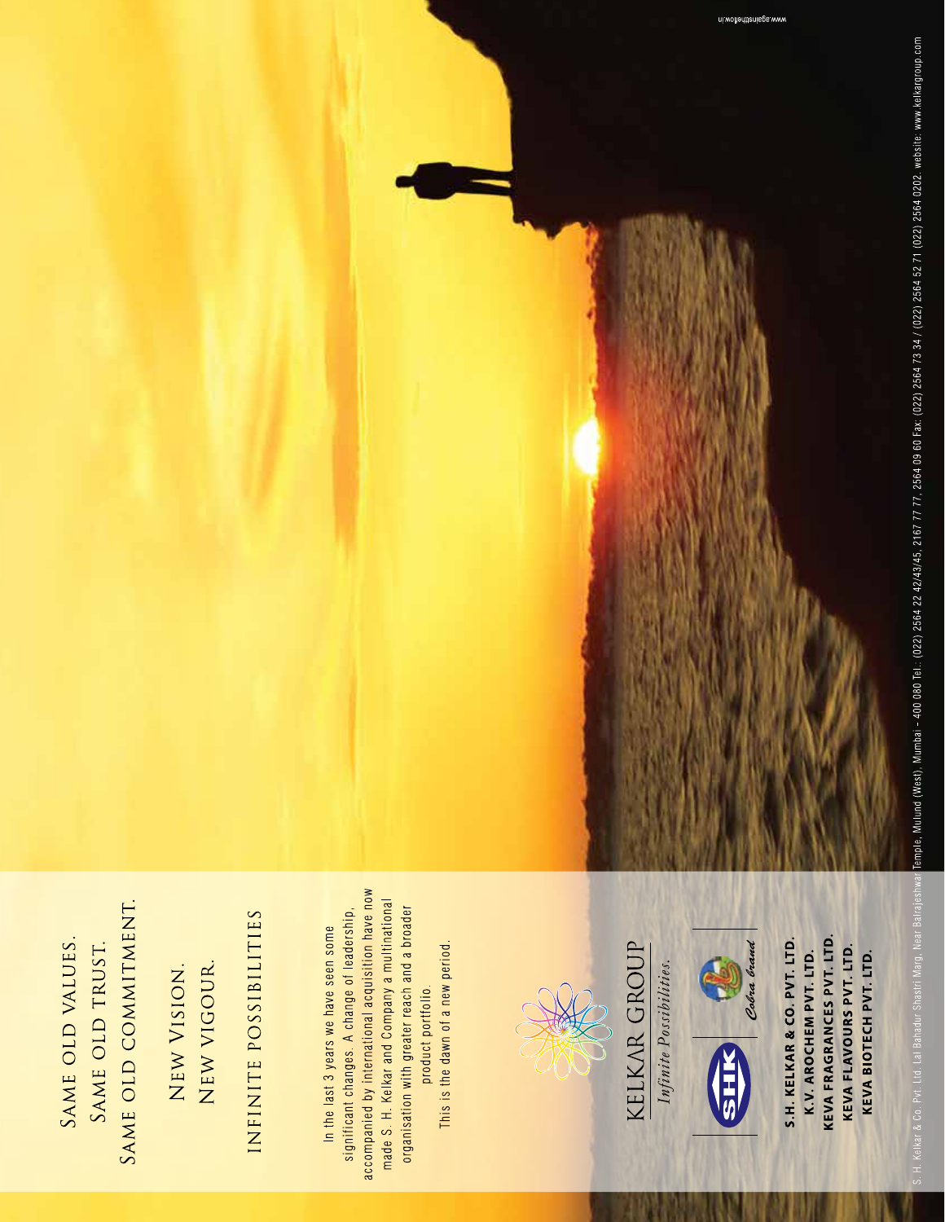# Same old values.
# Same old trust.
# Same old commitment.

## New Vision.
## New vigour.

## INFINITE POSSIBILITIES

In the last 3 years we have seen some significant changes. A change of leadership, accompanied by international acquisition have now made S. H. Kelkar and Company a multinational organisation with greater reach and a broader product portfolio.

This is the dawn of a new period.

KELKAR GROUP

*Infinite Possibilities.*

SHK

*Cobra brand*

**S.H. KELKAR & CO. PVT. LTD.**
**K.V. AROCHEM PVT. LTD.**
**KEVA FRAGRANCES PVT. LTD.**
**KEVA FLAVOURS PVT. LTD.**
**KEVA BIOTECH PVT. LTD.**

S. H. Kelkar & Co. Pvt. Ltd. Lal Bahadur Shastri Marg, Near Balrajeshwar Temple, Mulund (West), Mumbai – 400 080 Tel.: (022) 2564 22 42/43/45, 2167 77 77, 2564 09 60 Fax: (022) 2564 73 34 / (022) 2564 52 71 (022) 2564 0202. website: www.kelkargroup.com

www.againstthetow.in